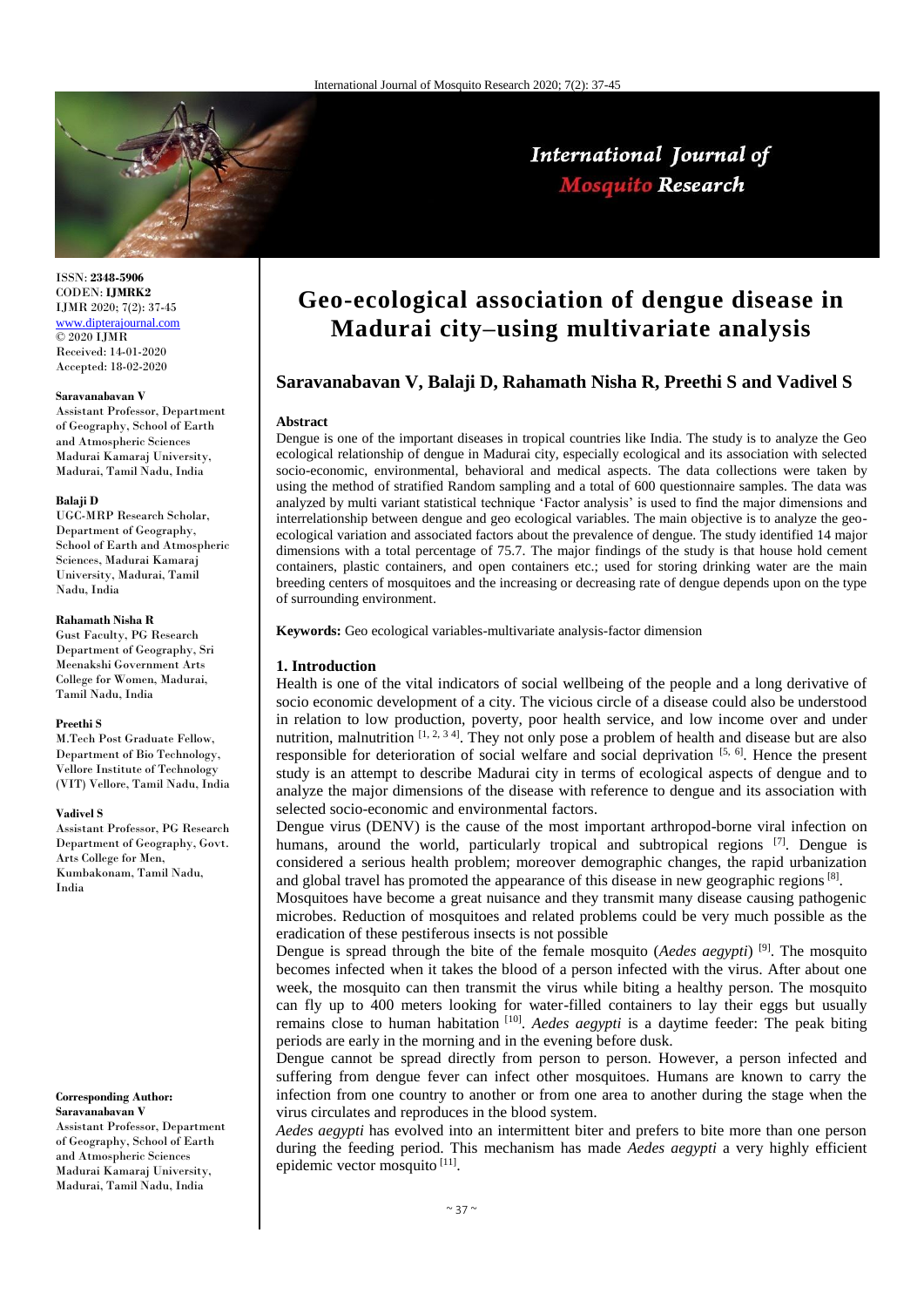# Geo-ecological association of dengue disease in Madurai city–using multivariate analysis

**Saravanabavan V, Balaji D, Rahamath Nisha R, Preethi S and Vadivel S**

ISSN: **2348-5906**
CODEN: **IJMRK2**
IJMR 2020; 7(2): 37-45
www.dipterajournal.com
© 2020 IJMR
Received: 14-01-2020
Accepted: 18-02-2020

**Saravanabavan V**
Assistant Professor, Department of Geography, School of Earth and Atmospheric Sciences Madurai Kamaraj University, Madurai, Tamil Nadu, India

**Balaji D**
UGC-MRP Research Scholar, Department of Geography, School of Earth and Atmospheric Sciences, Madurai Kamaraj University, Madurai, Tamil Nadu, India

**Rahamath Nisha R**
Gust Faculty, PG Research Department of Geography, Sri Meenakshi Government Arts College for Women, Madurai, Tamil Nadu, India

**Preethi S**
M.Tech Post Graduate Fellow, Department of Bio Technology, Vellore Institute of Technology (VIT) Vellore, Tamil Nadu, India

**Vadivel S**
Assistant Professor, PG Research Department of Geography, Govt. Arts College for Men, Kumbakonam, Tamil Nadu, India

**Corresponding Author:**
**Saravanabavan V**
Assistant Professor, Department of Geography, School of Earth and Atmospheric Sciences Madurai Kamaraj University, Madurai, Tamil Nadu, India

**Abstract**

Dengue is one of the important diseases in tropical countries like India. The study is to analyze the Geo ecological relationship of dengue in Madurai city, especially ecological and its association with selected socio-economic, environmental, behavioral and medical aspects. The data collections were taken by using the method of stratified Random sampling and a total of 600 questionnaire samples. The data was analyzed by multi variant statistical technique 'Factor analysis' is used to find the major dimensions and interrelationship between dengue and geo ecological variables. The main objective is to analyze the geo-ecological variation and associated factors about the prevalence of dengue. The study identified 14 major dimensions with a total percentage of 75.7. The major findings of the study is that house hold cement containers, plastic containers, and open containers etc.; used for storing drinking water are the main breeding centers of mosquitoes and the increasing or decreasing rate of dengue depends upon on the type of surrounding environment.

**Keywords:** Geo ecological variables-multivariate analysis-factor dimension

## 1. Introduction

Health is one of the vital indicators of social wellbeing of the people and a long derivative of socio economic development of a city. The vicious circle of a disease could also be understood in relation to low production, poverty, poor health service, and low income over and under nutrition, malnutrition [1, 2, 3 4]. They not only pose a problem of health and disease but are also responsible for deterioration of social welfare and social deprivation [5, 6]. Hence the present study is an attempt to describe Madurai city in terms of ecological aspects of dengue and to analyze the major dimensions of the disease with reference to dengue and its association with selected socio-economic and environmental factors.

Dengue virus (DENV) is the cause of the most important arthropod-borne viral infection on humans, around the world, particularly tropical and subtropical regions [7]. Dengue is considered a serious health problem; moreover demographic changes, the rapid urbanization and global travel has promoted the appearance of this disease in new geographic regions [8].

Mosquitoes have become a great nuisance and they transmit many disease causing pathogenic microbes. Reduction of mosquitoes and related problems could be very much possible as the eradication of these pestiferous insects is not possible

Dengue is spread through the bite of the female mosquito (*Aedes aegypti*) [9]. The mosquito becomes infected when it takes the blood of a person infected with the virus. After about one week, the mosquito can then transmit the virus while biting a healthy person. The mosquito can fly up to 400 meters looking for water-filled containers to lay their eggs but usually remains close to human habitation [10]. *Aedes aegypti* is a daytime feeder: The peak biting periods are early in the morning and in the evening before dusk.

Dengue cannot be spread directly from person to person. However, a person infected and suffering from dengue fever can infect other mosquitoes. Humans are known to carry the infection from one country to another or from one area to another during the stage when the virus circulates and reproduces in the blood system.

*Aedes aegypti* has evolved into an intermittent biter and prefers to bite more than one person during the feeding period. This mechanism has made *Aedes aegypti* a very highly efficient epidemic vector mosquito [11].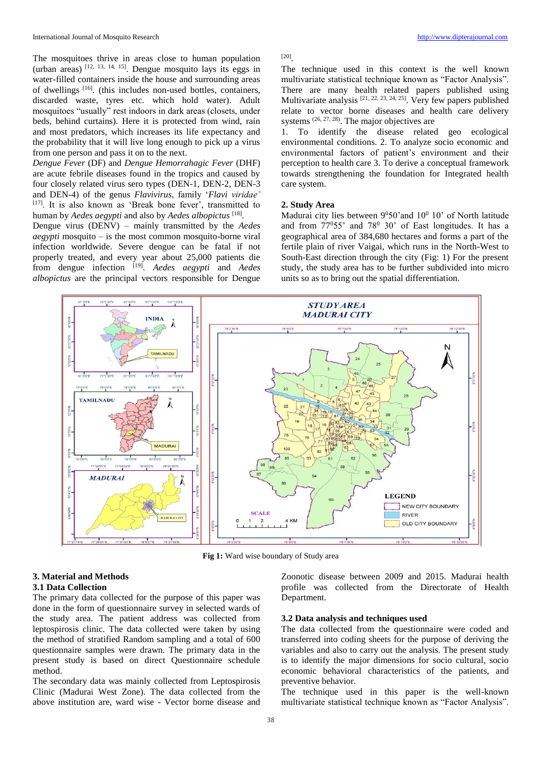The mosquitoes thrive in areas close to human population (urban areas) [12, 13, 14, 15]. Dengue mosquito lays its eggs in water-filled containers inside the house and surrounding areas of dwellings [16]. (this includes non-used bottles, containers, discarded waste, tyres etc. which hold water). Adult mosquitoes "usually" rest indoors in dark areas (closets, under beds, behind curtains). Here it is protected from wind, rain and most predators, which increases its life expectancy and the probability that it will live long enough to pick up a virus from one person and pass it on to the next.

*Dengue Fever* (DF) and *Dengue Hemorrahagic Fever* (DHF) are acute febrile diseases found in the tropics and caused by four closely related virus sero types (DEN-1, DEN-2, DEN-3 and DEN-4) of the genus *Flavivirus*, family '*Flavi viridae'* [17]. It is also known as 'Break bone fever', transmitted to human by *Aedes aegypti* and also by *Aedes albopictus* [18].

Dengue virus (DENV) – mainly transmitted by the *Aedes aegypti* mosquito – is the most common mosquito-borne viral infection worldwide. Severe dengue can be fatal if not properly treated, and every year about 25,000 patients die from dengue infection [19]. *Aedes aegypti* and *Aedes albopictus* are the principal vectors responsible for Dengue [20].

The technique used in this context is the well known multivariate statistical technique known as "Factor Analysis". There are many health related papers published using Multivariate analysis [21, 22, 23, 24, 25]. Very few papers published relate to vector borne diseases and health care delivery systems (26, 27, 28). The major objectives are

1. To identify the disease related geo ecological environmental conditions. 2. To analyze socio economic and environmental factors of patient's environment and their perception to health care 3. To derive a conceptual framework towards strengthening the foundation for Integrated health care system.

## 2. Study Area

Madurai city lies between 9⁰50'and 10⁰ 10' of North latitude and from 77⁰55' and 78⁰ 30' of East longitudes. It has a geographical area of 384,680 hectares and forms a part of the fertile plain of river Vaigai, which runs in the North-West to South-East direction through the city (Fig: 1) For the present study, the study area has to be further subdivided into micro units so as to bring out the spatial differentiation.

**Fig 1:** Ward wise boundary of Study area

## 3. Material and Methods

### 3.1 Data Collection

The primary data collected for the purpose of this paper was done in the form of questionnaire survey in selected wards of the study area. The patient address was collected from leptospirosis clinic. The data collected were taken by using the method of stratified Random sampling and a total of 600 questionnaire samples were drawn. The primary data in the present study is based on direct Questionnaire schedule method.

The secondary data was mainly collected from Leptospirosis Clinic (Madurai West Zone). The data collected from the above institution are, ward wise - Vector borne disease and Zoonotic disease between 2009 and 2015. Madurai health profile was collected from the Directorate of Health Department.

### 3.2 Data analysis and techniques used

The data collected from the questionnaire were coded and transferred into coding sheets for the purpose of deriving the variables and also to carry out the analysis. The present study is to identify the major dimensions for socio cultural, socio economic behavioral characteristics of the patients, and preventive behavior.

The technique used in this paper is the well-known multivariate statistical technique known as "Factor Analysis".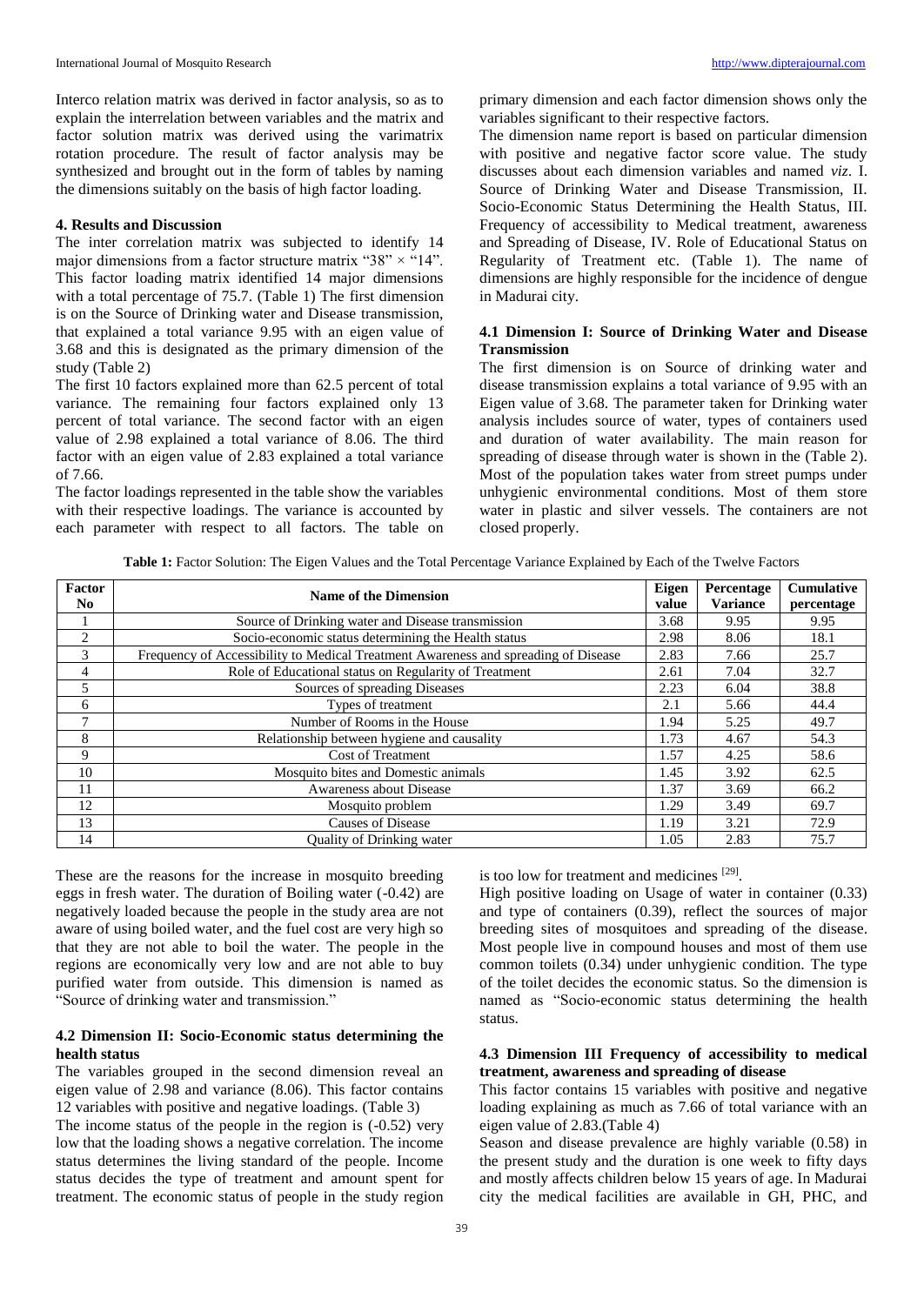Interco relation matrix was derived in factor analysis, so as to explain the interrelation between variables and the matrix and factor solution matrix was derived using the varimatrix rotation procedure. The result of factor analysis may be synthesized and brought out in the form of tables by naming the dimensions suitably on the basis of high factor loading.

## 4. Results and Discussion

The inter correlation matrix was subjected to identify 14 major dimensions from a factor structure matrix "38" × "14". This factor loading matrix identified 14 major dimensions with a total percentage of 75.7. (Table 1) The first dimension is on the Source of Drinking water and Disease transmission, that explained a total variance 9.95 with an eigen value of 3.68 and this is designated as the primary dimension of the study (Table 2)

The first 10 factors explained more than 62.5 percent of total variance. The remaining four factors explained only 13 percent of total variance. The second factor with an eigen value of 2.98 explained a total variance of 8.06. The third factor with an eigen value of 2.83 explained a total variance of 7.66.

The factor loadings represented in the table show the variables with their respective loadings. The variance is accounted by each parameter with respect to all factors. The table on primary dimension and each factor dimension shows only the variables significant to their respective factors.

The dimension name report is based on particular dimension with positive and negative factor score value. The study discusses about each dimension variables and named *viz*. I. Source of Drinking Water and Disease Transmission, II. Socio-Economic Status Determining the Health Status, III. Frequency of accessibility to Medical treatment, awareness and Spreading of Disease, IV. Role of Educational Status on Regularity of Treatment etc. (Table 1). The name of dimensions are highly responsible for the incidence of dengue in Madurai city.

### 4.1 Dimension I: Source of Drinking Water and Disease Transmission

The first dimension is on Source of drinking water and disease transmission explains a total variance of 9.95 with an Eigen value of 3.68. The parameter taken for Drinking water analysis includes source of water, types of containers used and duration of water availability. The main reason for spreading of disease through water is shown in the (Table 2). Most of the population takes water from street pumps under unhygienic environmental conditions. Most of them store water in plastic and silver vessels. The containers are not closed properly.

**Table 1:** Factor Solution: The Eigen Values and the Total Percentage Variance Explained by Each of the Twelve Factors

| Factor No | Name of the Dimension | Eigen value | Percentage Variance | Cumulative percentage |
|---|---|---|---|---|
| 1 | Source of Drinking water and Disease transmission | 3.68 | 9.95 | 9.95 |
| 2 | Socio-economic status determining the Health status | 2.98 | 8.06 | 18.1 |
| 3 | Frequency of Accessibility to Medical Treatment Awareness and spreading of Disease | 2.83 | 7.66 | 25.7 |
| 4 | Role of Educational status on Regularity of Treatment | 2.61 | 7.04 | 32.7 |
| 5 | Sources of spreading Diseases | 2.23 | 6.04 | 38.8 |
| 6 | Types of treatment | 2.1 | 5.66 | 44.4 |
| 7 | Number of Rooms in the House | 1.94 | 5.25 | 49.7 |
| 8 | Relationship between hygiene and causality | 1.73 | 4.67 | 54.3 |
| 9 | Cost of Treatment | 1.57 | 4.25 | 58.6 |
| 10 | Mosquito bites and Domestic animals | 1.45 | 3.92 | 62.5 |
| 11 | Awareness about Disease | 1.37 | 3.69 | 66.2 |
| 12 | Mosquito problem | 1.29 | 3.49 | 69.7 |
| 13 | Causes of Disease | 1.19 | 3.21 | 72.9 |
| 14 | Quality of Drinking water | 1.05 | 2.83 | 75.7 |

These are the reasons for the increase in mosquito breeding eggs in fresh water. The duration of Boiling water (-0.42) are negatively loaded because the people in the study area are not aware of using boiled water, and the fuel cost are very high so that they are not able to boil the water. The people in the regions are economically very low and are not able to buy purified water from outside. This dimension is named as "Source of drinking water and transmission."

### 4.2 Dimension II: Socio-Economic status determining the health status

The variables grouped in the second dimension reveal an eigen value of 2.98 and variance (8.06). This factor contains 12 variables with positive and negative loadings. (Table 3)

The income status of the people in the region is (-0.52) very low that the loading shows a negative correlation. The income status determines the living standard of the people. Income status decides the type of treatment and amount spent for treatment. The economic status of people in the study region is too low for treatment and medicines [29].

High positive loading on Usage of water in container (0.33) and type of containers (0.39), reflect the sources of major breeding sites of mosquitoes and spreading of the disease. Most people live in compound houses and most of them use common toilets (0.34) under unhygienic condition. The type of the toilet decides the economic status. So the dimension is named as "Socio-economic status determining the health status.

### 4.3 Dimension III Frequency of accessibility to medical treatment, awareness and spreading of disease

This factor contains 15 variables with positive and negative loading explaining as much as 7.66 of total variance with an eigen value of 2.83.(Table 4)

Season and disease prevalence are highly variable (0.58) in the present study and the duration is one week to fifty days and mostly affects children below 15 years of age. In Madurai city the medical facilities are available in GH, PHC, and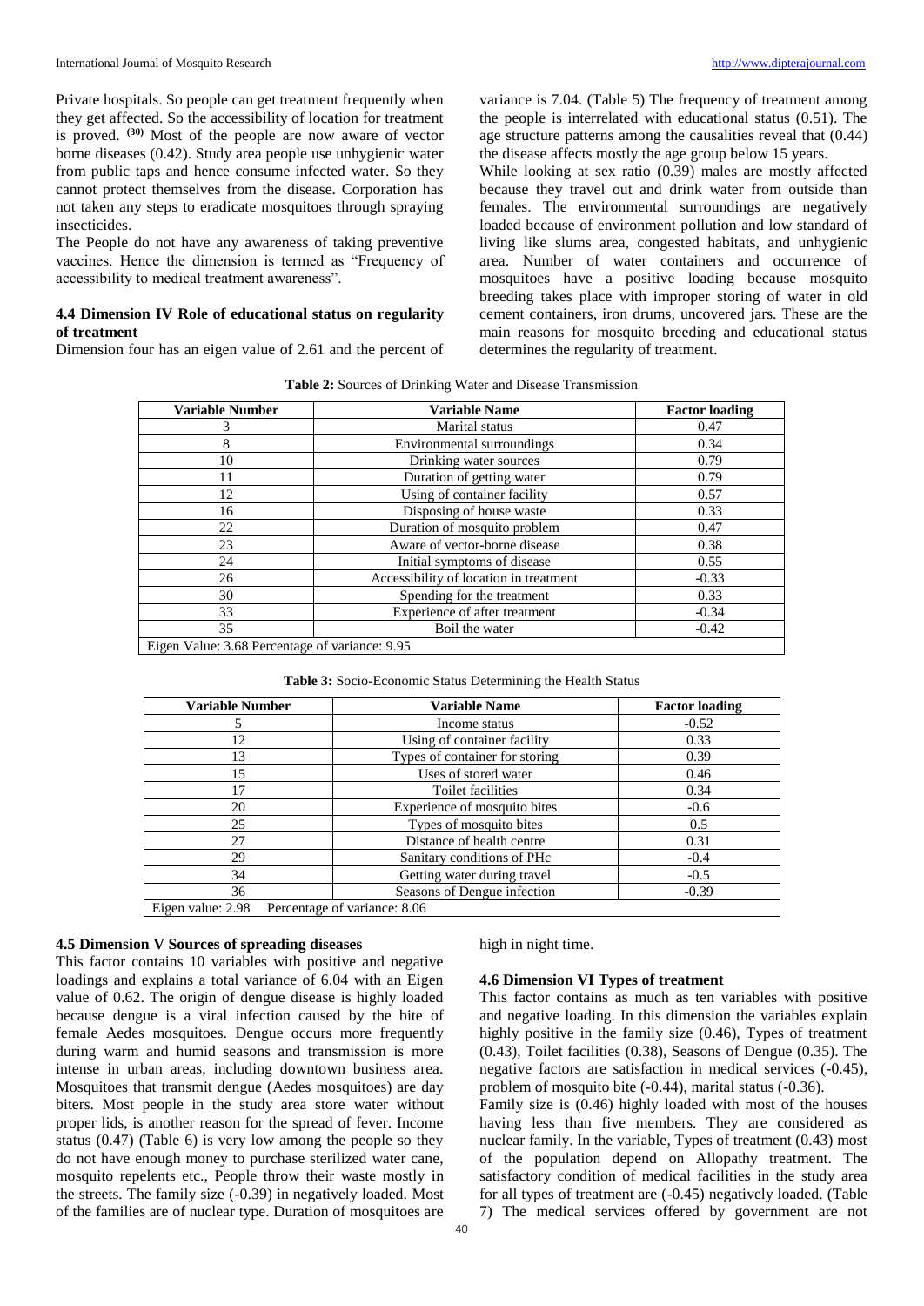Private hospitals. So people can get treatment frequently when they get affected. So the accessibility of location for treatment is proved. [30] Most of the people are now aware of vector borne diseases (0.42). Study area people use unhygienic water from public taps and hence consume infected water. So they cannot protect themselves from the disease. Corporation has not taken any steps to eradicate mosquitoes through spraying insecticides.

The People do not have any awareness of taking preventive vaccines. Hence the dimension is termed as "Frequency of accessibility to medical treatment awareness".

### 4.4 Dimension IV Role of educational status on regularity of treatment

Dimension four has an eigen value of 2.61 and the percent of variance is 7.04. (Table 5) The frequency of treatment among the people is interrelated with educational status (0.51). The age structure patterns among the causalities reveal that (0.44) the disease affects mostly the age group below 15 years.

While looking at sex ratio (0.39) males are mostly affected because they travel out and drink water from outside than females. The environmental surroundings are negatively loaded because of environment pollution and low standard of living like slums area, congested habitats, and unhygienic area. Number of water containers and occurrence of mosquitoes have a positive loading because mosquito breeding takes place with improper storing of water in old cement containers, iron drums, uncovered jars. These are the main reasons for mosquito breeding and educational status determines the regularity of treatment.

**Table 2:** Sources of Drinking Water and Disease Transmission

| Variable Number | Variable Name | Factor loading |
|---|---|---|
| 3 | Marital status | 0.47 |
| 8 | Environmental surroundings | 0.34 |
| 10 | Drinking water sources | 0.79 |
| 11 | Duration of getting water | 0.79 |
| 12 | Using of container facility | 0.57 |
| 16 | Disposing of house waste | 0.33 |
| 22 | Duration of mosquito problem | 0.47 |
| 23 | Aware of vector-borne disease | 0.38 |
| 24 | Initial symptoms of disease | 0.55 |
| 26 | Accessibility of location in treatment | -0.33 |
| 30 | Spending for the treatment | 0.33 |
| 33 | Experience of after treatment | -0.34 |
| 35 | Boil the water | -0.42 |
| Eigen Value: 3.68 Percentage of variance: 9.95 | | |

**Table 3:** Socio-Economic Status Determining the Health Status

| Variable Number | Variable Name | Factor loading |
|---|---|---|
| 5 | Income status | -0.52 |
| 12 | Using of container facility | 0.33 |
| 13 | Types of container for storing | 0.39 |
| 15 | Uses of stored water | 0.46 |
| 17 | Toilet facilities | 0.34 |
| 20 | Experience of mosquito bites | -0.6 |
| 25 | Types of mosquito bites | 0.5 |
| 27 | Distance of health centre | 0.31 |
| 29 | Sanitary conditions of PHc | -0.4 |
| 34 | Getting water during travel | -0.5 |
| 36 | Seasons of Dengue infection | -0.39 |
| Eigen value: 2.98 Percentage of variance: 8.06 | | |

### 4.5 Dimension V Sources of spreading diseases

This factor contains 10 variables with positive and negative loadings and explains a total variance of 6.04 with an Eigen value of 0.62. The origin of dengue disease is highly loaded because dengue is a viral infection caused by the bite of female Aedes mosquitoes. Dengue occurs more frequently during warm and humid seasons and transmission is more intense in urban areas, including downtown business area. Mosquitoes that transmit dengue (Aedes mosquitoes) are day biters. Most people in the study area store water without proper lids, is another reason for the spread of fever. Income status (0.47) (Table 6) is very low among the people so they do not have enough money to purchase sterilized water cane, mosquito repelents etc., People throw their waste mostly in the streets. The family size (-0.39) in negatively loaded. Most of the families are of nuclear type. Duration of mosquitoes are high in night time.

### 4.6 Dimension VI Types of treatment

This factor contains as much as ten variables with positive and negative loading. In this dimension the variables explain highly positive in the family size (0.46), Types of treatment (0.43), Toilet facilities (0.38), Seasons of Dengue (0.35). The negative factors are satisfaction in medical services (-0.45), problem of mosquito bite (-0.44), marital status (-0.36).

Family size is (0.46) highly loaded with most of the houses having less than five members. They are considered as nuclear family. In the variable, Types of treatment (0.43) most of the population depend on Allopathy treatment. The satisfactory condition of medical facilities in the study area for all types of treatment are (-0.45) negatively loaded. (Table 7) The medical services offered by government are not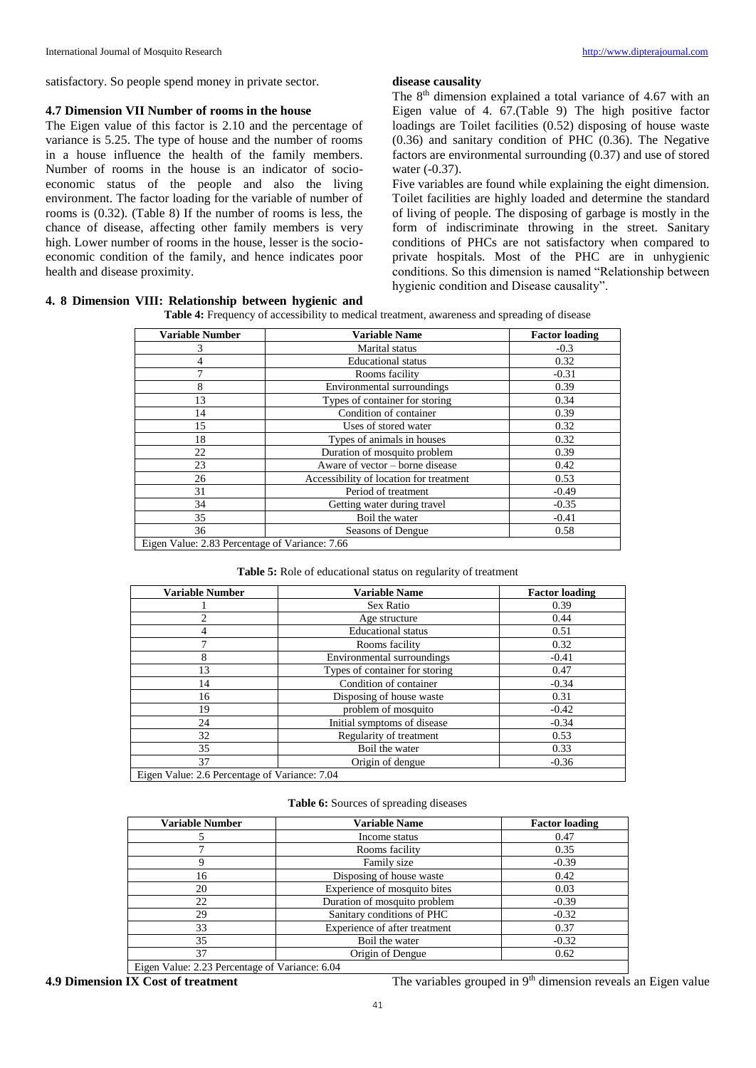satisfactory. So people spend money in private sector.

### 4.7 Dimension VII Number of rooms in the house

The Eigen value of this factor is 2.10 and the percentage of variance is 5.25. The type of house and the number of rooms in a house influence the health of the family members. Number of rooms in the house is an indicator of socio-economic status of the people and also the living environment. The factor loading for the variable of number of rooms is (0.32). (Table 8) If the number of rooms is less, the chance of disease, affecting other family members is very high. Lower number of rooms in the house, lesser is the socio-economic condition of the family, and hence indicates poor health and disease proximity.

### 4. 8 Dimension VIII: Relationship between hygienic and disease causality

The 8th dimension explained a total variance of 4.67 with an Eigen value of 4. 67.(Table 9) The high positive factor loadings are Toilet facilities (0.52) disposing of house waste (0.36) and sanitary condition of PHC (0.36). The Negative factors are environmental surrounding (0.37) and use of stored water (-0.37).

Five variables are found while explaining the eight dimension. Toilet facilities are highly loaded and determine the standard of living of people. The disposing of garbage is mostly in the form of indiscriminate throwing in the street. Sanitary conditions of PHCs are not satisfactory when compared to private hospitals. Most of the PHC are in unhygienic conditions. So this dimension is named "Relationship between hygienic condition and Disease causality".

**Table 4:** Frequency of accessibility to medical treatment, awareness and spreading of disease

| Variable Number | Variable Name | Factor loading |
|---|---|---|
| 3 | Marital status | -0.3 |
| 4 | Educational status | 0.32 |
| 7 | Rooms facility | -0.31 |
| 8 | Environmental surroundings | 0.39 |
| 13 | Types of container for storing | 0.34 |
| 14 | Condition of container | 0.39 |
| 15 | Uses of stored water | 0.32 |
| 18 | Types of animals in houses | 0.32 |
| 22 | Duration of mosquito problem | 0.39 |
| 23 | Aware of vector – borne disease | 0.42 |
| 26 | Accessibility of location for treatment | 0.53 |
| 31 | Period of treatment | -0.49 |
| 34 | Getting water during travel | -0.35 |
| 35 | Boil the water | -0.41 |
| 36 | Seasons of Dengue | 0.58 |
| Eigen Value: 2.83 Percentage of Variance: 7.66 | | |

**Table 5:** Role of educational status on regularity of treatment

| Variable Number | Variable Name | Factor loading |
|---|---|---|
| 1 | Sex Ratio | 0.39 |
| 2 | Age structure | 0.44 |
| 4 | Educational status | 0.51 |
| 7 | Rooms facility | 0.32 |
| 8 | Environmental surroundings | -0.41 |
| 13 | Types of container for storing | 0.47 |
| 14 | Condition of container | -0.34 |
| 16 | Disposing of house waste | 0.31 |
| 19 | problem of mosquito | -0.42 |
| 24 | Initial symptoms of disease | -0.34 |
| 32 | Regularity of treatment | 0.53 |
| 35 | Boil the water | 0.33 |
| 37 | Origin of dengue | -0.36 |
| Eigen Value: 2.6 Percentage of Variance: 7.04 | | |

**Table 6:** Sources of spreading diseases

| Variable Number | Variable Name | Factor loading |
|---|---|---|
| 5 | Income status | 0.47 |
| 7 | Rooms facility | 0.35 |
| 9 | Family size | -0.39 |
| 16 | Disposing of house waste | 0.42 |
| 20 | Experience of mosquito bites | 0.03 |
| 22 | Duration of mosquito problem | -0.39 |
| 29 | Sanitary conditions of PHC | -0.32 |
| 33 | Experience of after treatment | 0.37 |
| 35 | Boil the water | -0.32 |
| 37 | Origin of Dengue | 0.62 |
| Eigen Value: 2.23 Percentage of Variance: 6.04 | | |

### 4.9 Dimension IX Cost of treatment

The variables grouped in 9th dimension reveals an Eigen value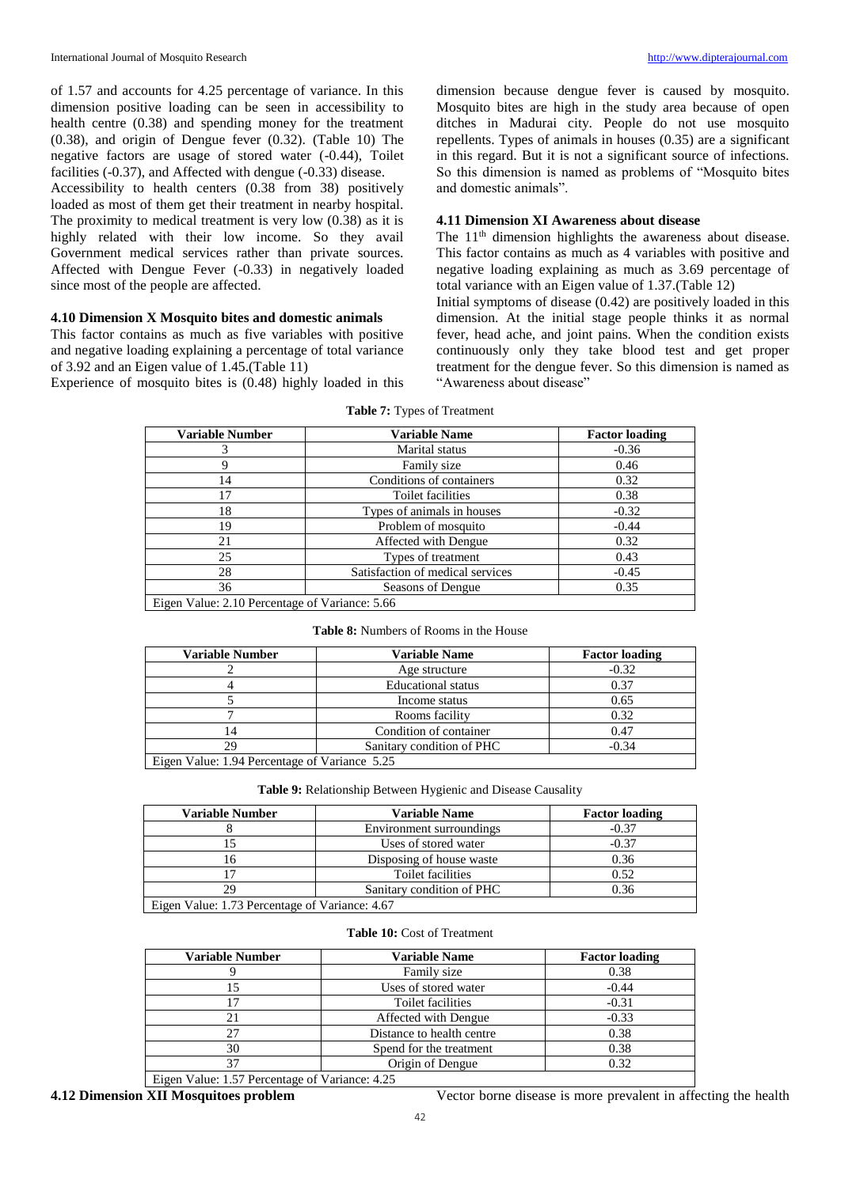of 1.57 and accounts for 4.25 percentage of variance. In this dimension positive loading can be seen in accessibility to health centre (0.38) and spending money for the treatment (0.38), and origin of Dengue fever (0.32). (Table 10) The negative factors are usage of stored water (-0.44), Toilet facilities (-0.37), and Affected with dengue (-0.33) disease.

Accessibility to health centers (0.38 from 38) positively loaded as most of them get their treatment in nearby hospital. The proximity to medical treatment is very low (0.38) as it is highly related with their low income. So they avail Government medical services rather than private sources. Affected with Dengue Fever (-0.33) in negatively loaded since most of the people are affected.

### 4.10 Dimension X Mosquito bites and domestic animals

This factor contains as much as five variables with positive and negative loading explaining a percentage of total variance of 3.92 and an Eigen value of 1.45.(Table 11)

Experience of mosquito bites is (0.48) highly loaded in this dimension because dengue fever is caused by mosquito. Mosquito bites are high in the study area because of open ditches in Madurai city. People do not use mosquito repellents. Types of animals in houses (0.35) are a significant in this regard. But it is not a significant source of infections. So this dimension is named as problems of "Mosquito bites and domestic animals".

### 4.11 Dimension XI Awareness about disease

The 11th dimension highlights the awareness about disease. This factor contains as much as 4 variables with positive and negative loading explaining as much as 3.69 percentage of total variance with an Eigen value of 1.37.(Table 12)

Initial symptoms of disease (0.42) are positively loaded in this dimension. At the initial stage people thinks it as normal fever, head ache, and joint pains. When the condition exists continuously only they take blood test and get proper treatment for the dengue fever. So this dimension is named as "Awareness about disease"

**Table 7:** Types of Treatment

| Variable Number | Variable Name | Factor loading |
|---|---|---|
| 3 | Marital status | -0.36 |
| 9 | Family size | 0.46 |
| 14 | Conditions of containers | 0.32 |
| 17 | Toilet facilities | 0.38 |
| 18 | Types of animals in houses | -0.32 |
| 19 | Problem of mosquito | -0.44 |
| 21 | Affected with Dengue | 0.32 |
| 25 | Types of treatment | 0.43 |
| 28 | Satisfaction of medical services | -0.45 |
| 36 | Seasons of Dengue | 0.35 |
| Eigen Value: 2.10 Percentage of Variance: 5.66 | | |

**Table 8:** Numbers of Rooms in the House

| Variable Number | Variable Name | Factor loading |
|---|---|---|
| 2 | Age structure | -0.32 |
| 4 | Educational status | 0.37 |
| 5 | Income status | 0.65 |
| 7 | Rooms facility | 0.32 |
| 14 | Condition of container | 0.47 |
| 29 | Sanitary condition of PHC | -0.34 |
| Eigen Value: 1.94 Percentage of Variance 5.25 | | |

**Table 9:** Relationship Between Hygienic and Disease Causality

| Variable Number | Variable Name | Factor loading |
|---|---|---|
| 8 | Environment surroundings | -0.37 |
| 15 | Uses of stored water | -0.37 |
| 16 | Disposing of house waste | 0.36 |
| 17 | Toilet facilities | 0.52 |
| 29 | Sanitary condition of PHC | 0.36 |
| Eigen Value: 1.73 Percentage of Variance: 4.67 | | |

**Table 10:** Cost of Treatment

| Variable Number | Variable Name | Factor loading |
|---|---|---|
| 9 | Family size | 0.38 |
| 15 | Uses of stored water | -0.44 |
| 17 | Toilet facilities | -0.31 |
| 21 | Affected with Dengue | -0.33 |
| 27 | Distance to health centre | 0.38 |
| 30 | Spend for the treatment | 0.38 |
| 37 | Origin of Dengue | 0.32 |
| Eigen Value: 1.57 Percentage of Variance: 4.25 | | |

### 4.12 Dimension XII Mosquitoes problem

Vector borne disease is more prevalent in affecting the health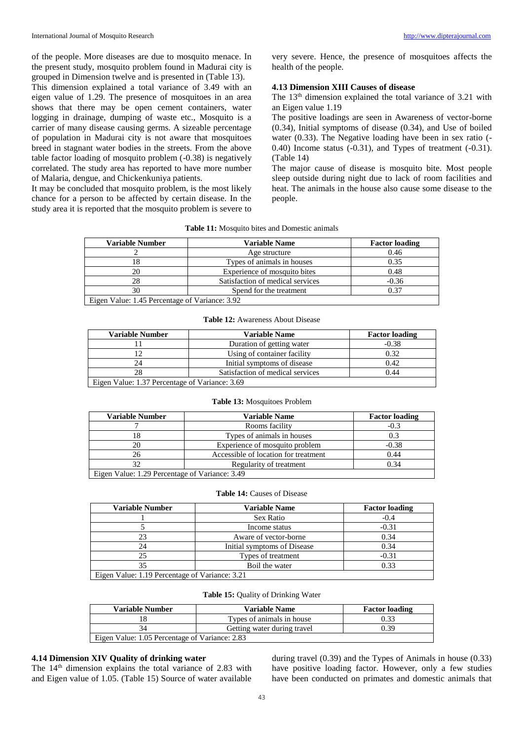of the people. More diseases are due to mosquito menace. In the present study, mosquito problem found in Madurai city is grouped in Dimension twelve and is presented in (Table 13).

This dimension explained a total variance of 3.49 with an eigen value of 1.29. The presence of mosquitoes in an area shows that there may be open cement containers, water logging in drainage, dumping of waste etc., Mosquito is a carrier of many disease causing germs. A sizeable percentage of population in Madurai city is not aware that mosquitoes breed in stagnant water bodies in the streets. From the above table factor loading of mosquito problem (-0.38) is negatively correlated. The study area has reported to have more number of Malaria, dengue, and Chickenkuniya patients.

It may be concluded that mosquito problem, is the most likely chance for a person to be affected by certain disease. In the study area it is reported that the mosquito problem is severe to very severe. Hence, the presence of mosquitoes affects the health of the people.

### 4.13 Dimension XIII Causes of disease

The 13th dimension explained the total variance of 3.21 with an Eigen value 1.19

The positive loadings are seen in Awareness of vector-borne (0.34), Initial symptoms of disease (0.34), and Use of boiled water (0.33). The Negative loading have been in sex ratio (-0.40) Income status (-0.31), and Types of treatment (-0.31). (Table 14)

The major cause of disease is mosquito bite. Most people sleep outside during night due to lack of room facilities and heat. The animals in the house also cause some disease to the people.

**Table 11:** Mosquito bites and Domestic animals

| Variable Number | Variable Name | Factor loading |
|---|---|---|
| 2 | Age structure | 0.46 |
| 18 | Types of animals in houses | 0.35 |
| 20 | Experience of mosquito bites | 0.48 |
| 28 | Satisfaction of medical services | -0.36 |
| 30 | Spend for the treatment | 0.37 |
| Eigen Value: 1.45 Percentage of Variance: 3.92 | | |

**Table 12:** Awareness About Disease

| Variable Number | Variable Name | Factor loading |
|---|---|---|
| 11 | Duration of getting water | -0.38 |
| 12 | Using of container facility | 0.32 |
| 24 | Initial symptoms of disease | 0.42 |
| 28 | Satisfaction of medical services | 0.44 |
| Eigen Value: 1.37 Percentage of Variance: 3.69 | | |

**Table 13:** Mosquitoes Problem

| Variable Number | Variable Name | Factor loading |
|---|---|---|
| 7 | Rooms facility | -0.3 |
| 18 | Types of animals in houses | 0.3 |
| 20 | Experience of mosquito problem | -0.38 |
| 26 | Accessible of location for treatment | 0.44 |
| 32 | Regularity of treatment | 0.34 |
| Eigen Value: 1.29 Percentage of Variance: 3.49 | | |

**Table 14:** Causes of Disease

| Variable Number | Variable Name | Factor loading |
|---|---|---|
| 1 | Sex Ratio | -0.4 |
| 5 | Income status | -0.31 |
| 23 | Aware of vector-borne | 0.34 |
| 24 | Initial symptoms of Disease | 0.34 |
| 25 | Types of treatment | -0.31 |
| 35 | Boil the water | 0.33 |
| Eigen Value: 1.19 Percentage of Variance: 3.21 | | |

**Table 15:** Quality of Drinking Water

| Variable Number | Variable Name | Factor loading |
|---|---|---|
| 18 | Types of animals in house | 0.33 |
| 34 | Getting water during travel | 0.39 |
| Eigen Value: 1.05 Percentage of Variance: 2.83 | | |

### 4.14 Dimension XIV Quality of drinking water

The 14th dimension explains the total variance of 2.83 with and Eigen value of 1.05. (Table 15) Source of water available during travel (0.39) and the Types of Animals in house (0.33) have positive loading factor. However, only a few studies have been conducted on primates and domestic animals that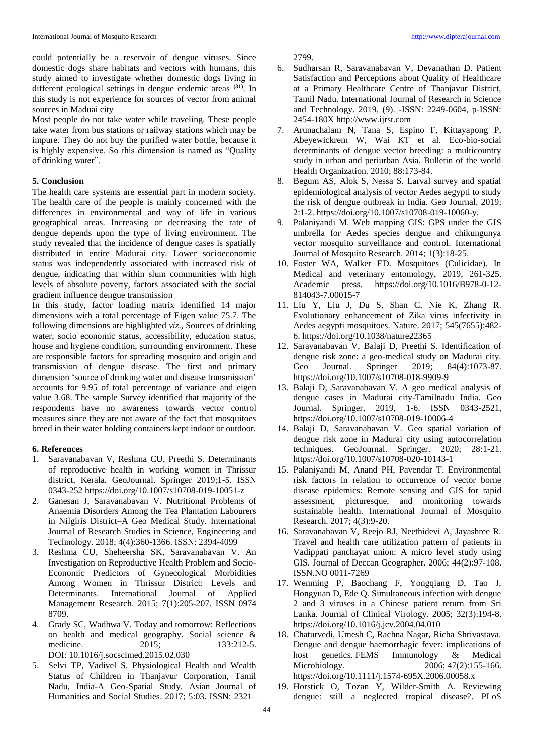could potentially be a reservoir of dengue viruses. Since domestic dogs share habitats and vectors with humans, this study aimed to investigate whether domestic dogs living in different ecological settings in dengue endemic areas [31]. In this study is not experience for sources of vector from animal sources in Maduai city

Most people do not take water while traveling. These people take water from bus stations or railway stations which may be impure. They do not buy the purified water bottle, because it is highly expensive. So this dimension is named as "Quality of drinking water".

## 5. Conclusion

The health care systems are essential part in modern society. The health care of the people is mainly concerned with the differences in environmental and way of life in various geographical areas. Increasing or decreasing the rate of dengue depends upon the type of living environment. The study revealed that the incidence of dengue cases is spatially distributed in entire Madurai city. Lower socioeconomic status was independently associated with increased risk of dengue, indicating that within slum communities with high levels of absolute poverty, factors associated with the social gradient influence dengue transmission

In this study, factor loading matrix identified 14 major dimensions with a total percentage of Eigen value 75.7. The following dimensions are highlighted *viz.*, Sources of drinking water, socio economic status, accessibility, education status, house and hygiene condition, surrounding environment. These are responsible factors for spreading mosquito and origin and transmission of dengue disease. The first and primary dimension 'source of drinking water and disease transmission' accounts for 9.95 of total percentage of variance and eigen value 3.68. The sample Survey identified that majority of the respondents have no awareness towards vector control measures since they are not aware of the fact that mosquitoes breed in their water holding containers kept indoor or outdoor.

## 6. References

1. Saravanabavan V, Reshma CU, Preethi S. Determinants of reproductive health in working women in Thrissur district, Kerala. GeoJournal. Springer 2019;1-5. ISSN 0343-252 https://doi.org/10.1007/s10708-019-10051-z
2. Ganesan J, Saravanabavan V. Nutritional Problems of Anaemia Disorders Among the Tea Plantation Labourers in Nilgiris District–A Geo Medical Study. International Journal of Research Studies in Science, Engineering and Technology. 2018; 4(4):360-1366. ISSN: 2394-4099
3. Reshma CU, Sheheersha SK, Saravanabavan V. An Investigation on Reproductive Health Problem and Socio-Economic Predictors of Gynecological Morbidities Among Women in Thrissur District: Levels and Determinants. International Journal of Applied Management Research. 2015; 7(1):205-207. ISSN 0974 8709.
4. Grady SC, Wadhwa V. Today and tomorrow: Reflections on health and medical geography. Social science & medicine. 2015; 133:212-5. DOI: 10.1016/j.socscimed.2015.02.030
5. Selvi TP, Vadivel S. Physiological Health and Wealth Status of Children in Thanjavur Corporation, Tamil Nadu, India-A Geo-Spatial Study. Asian Journal of Humanities and Social Studies. 2017; 5:03. ISSN: 2321–2799.
6. Sudharsan R, Saravanabavan V, Devanathan D. Patient Satisfaction and Perceptions about Quality of Healthcare at a Primary Healthcare Centre of Thanjavur District, Tamil Nadu. International Journal of Research in Science and Technology. 2019, (9). -ISSN: 2249-0604, p-ISSN: 2454-180X http://www.ijrst.com
7. Arunachalam N, Tana S, Espino F, Kittayapong P, Abeyewickrem W, Wai KT et al. Eco-bio-social determinants of dengue vector breeding: a multicountry study in urban and periurban Asia. Bulletin of the world Health Organization. 2010; 88:173-84.
8. Begum AS, Alok S, Nessa S. Larval survey and spatial epidemiological analysis of vector Aedes aegypti to study the risk of dengue outbreak in India. Geo Journal. 2019; 2:1-2. https://doi.org/10.1007/s10708-019-10060-y.
9. Palaniyandi M. Web mapping GIS: GPS under the GIS umbrella for Aedes species dengue and chikungunya vector mosquito surveillance and control. International Journal of Mosquito Research. 2014; 1(3):18-25.
10. Foster WA, Walker ED. Mosquitoes (Culicidae). In Medical and veterinary entomology, 2019, 261-325. Academic press. https://doi.org/10.1016/B978-0-12-814043-7.00015-7
11. Liu Y, Liu J, Du S, Shan C, Nie K, Zhang R. Evolutionary enhancement of Zika virus infectivity in Aedes aegypti mosquitoes. Nature. 2017; 545(7655):482-6. https://doi.org/10.1038/nature22365
12. Saravanabavan V, Balaji D, Preethi S. Identification of dengue risk zone: a geo-medical study on Madurai city. Geo Journal. Springer 2019; 84(4):1073-87. https://doi.org/10.1007/s10708-018-9909-9
13. Balaji D, Saravanabavan V. A geo medical analysis of dengue cases in Madurai city-Tamilnadu India. Geo Journal. Springer, 2019, 1-6. ISSN 0343-2521, https://doi.org/10.1007/s10708-019-10006-4
14. Balaji D, Saravanabavan V. Geo spatial variation of dengue risk zone in Madurai city using autocorrelation techniques. GeoJournal. Springer. 2020; 28:1-21. https://doi.org/10.1007/s10708-020-10143-1
15. Palaniyandi M, Anand PH, Pavendar T. Environmental risk factors in relation to occurrence of vector borne disease epidemics: Remote sensing and GIS for rapid assessment, picturesque, and monitoring towards sustainable health. International Journal of Mosquito Research. 2017; 4(3):9-20.
16. Saravanabavan V, Reejo RJ, Neethidevi A, Jayashree R. Travel and health care utilization pattern of patients in Vadippati panchayat union: A micro level study using GIS. Journal of Deccan Geographer. 2006; 44(2):97-108. ISSN.NO 0011-7269
17. Wenming P, Baochang F, Yongqiang D, Tao J, Hongyuan D, Ede Q. Simultaneous infection with dengue 2 and 3 viruses in a Chinese patient return from Sri Lanka. Journal of Clinical Virology. 2005; 32(3):194-8. https://doi.org/10.1016/j.jcv.2004.04.010
18. Chaturvedi, Umesh C, Rachna Nagar, Richa Shrivastava. Dengue and dengue haemorrhagic fever: implications of host genetics. FEMS Immunology & Medical Microbiology. 2006; 47(2):155-166. https://doi.org/10.1111/j.1574-695X.2006.00058.x
19. Horstick O, Tozan Y, Wilder-Smith A. Reviewing dengue: still a neglected tropical disease?. PLoS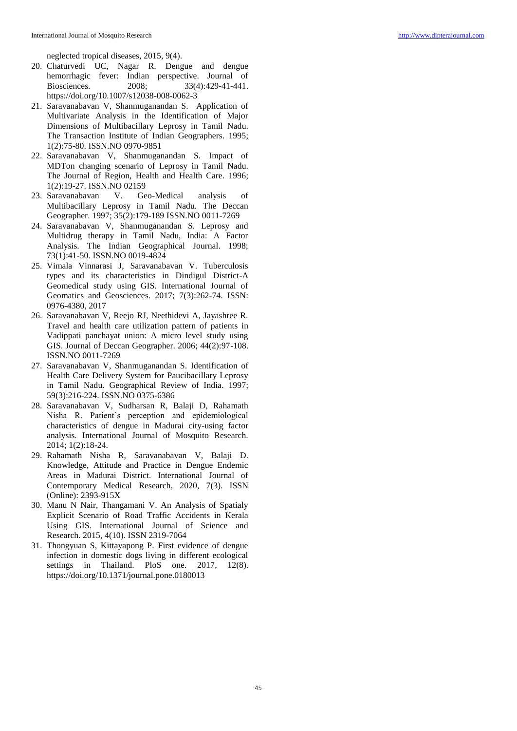neglected tropical diseases, 2015, 9(4).

20. Chaturvedi UC, Nagar R. Dengue and dengue hemorrhagic fever: Indian perspective. Journal of Biosciences. 2008; 33(4):429-41-441. https://doi.org/10.1007/s12038-008-0062-3
21. Saravanabavan V, Shanmuganandan S. Application of Multivariate Analysis in the Identification of Major Dimensions of Multibacillary Leprosy in Tamil Nadu. The Transaction Institute of Indian Geographers. 1995; 1(2):75-80. ISSN.NO 0970-9851
22. Saravanabavan V, Shanmuganandan S. Impact of MDTon changing scenario of Leprosy in Tamil Nadu. The Journal of Region, Health and Health Care. 1996; 1(2):19-27. ISSN.NO 02159
23. Saravanabavan V. Geo-Medical analysis of Multibacillary Leprosy in Tamil Nadu. The Deccan Geographer. 1997; 35(2):179-189 ISSN.NO 0011-7269
24. Saravanabavan V, Shanmuganandan S. Leprosy and Multidrug therapy in Tamil Nadu, India: A Factor Analysis. The Indian Geographical Journal. 1998; 73(1):41-50. ISSN.NO 0019-4824
25. Vimala Vinnarasi J, Saravanabavan V. Tuberculosis types and its characteristics in Dindigul District-A Geomedical study using GIS. International Journal of Geomatics and Geosciences. 2017; 7(3):262-74. ISSN: 0976-4380, 2017
26. Saravanabavan V, Reejo RJ, Neethidevi A, Jayashree R. Travel and health care utilization pattern of patients in Vadippati panchayat union: A micro level study using GIS. Journal of Deccan Geographer. 2006; 44(2):97-108. ISSN.NO 0011-7269
27. Saravanabavan V, Shanmuganandan S. Identification of Health Care Delivery System for Paucibacillary Leprosy in Tamil Nadu. Geographical Review of India. 1997; 59(3):216-224. ISSN.NO 0375-6386
28. Saravanabavan V, Sudharsan R, Balaji D, Rahamath Nisha R. Patient's perception and epidemiological characteristics of dengue in Madurai city-using factor analysis. International Journal of Mosquito Research. 2014; 1(2):18-24.
29. Rahamath Nisha R, Saravanabavan V, Balaji D. Knowledge, Attitude and Practice in Dengue Endemic Areas in Madurai District. International Journal of Contemporary Medical Research, 2020, 7(3). ISSN (Online): 2393-915X
30. Manu N Nair, Thangamani V. An Analysis of Spatialy Explicit Scenario of Road Traffic Accidents in Kerala Using GIS. International Journal of Science and Research. 2015, 4(10). ISSN 2319-7064
31. Thongyuan S, Kittayapong P. First evidence of dengue infection in domestic dogs living in different ecological settings in Thailand. PloS one. 2017, 12(8). https://doi.org/10.1371/journal.pone.0180013